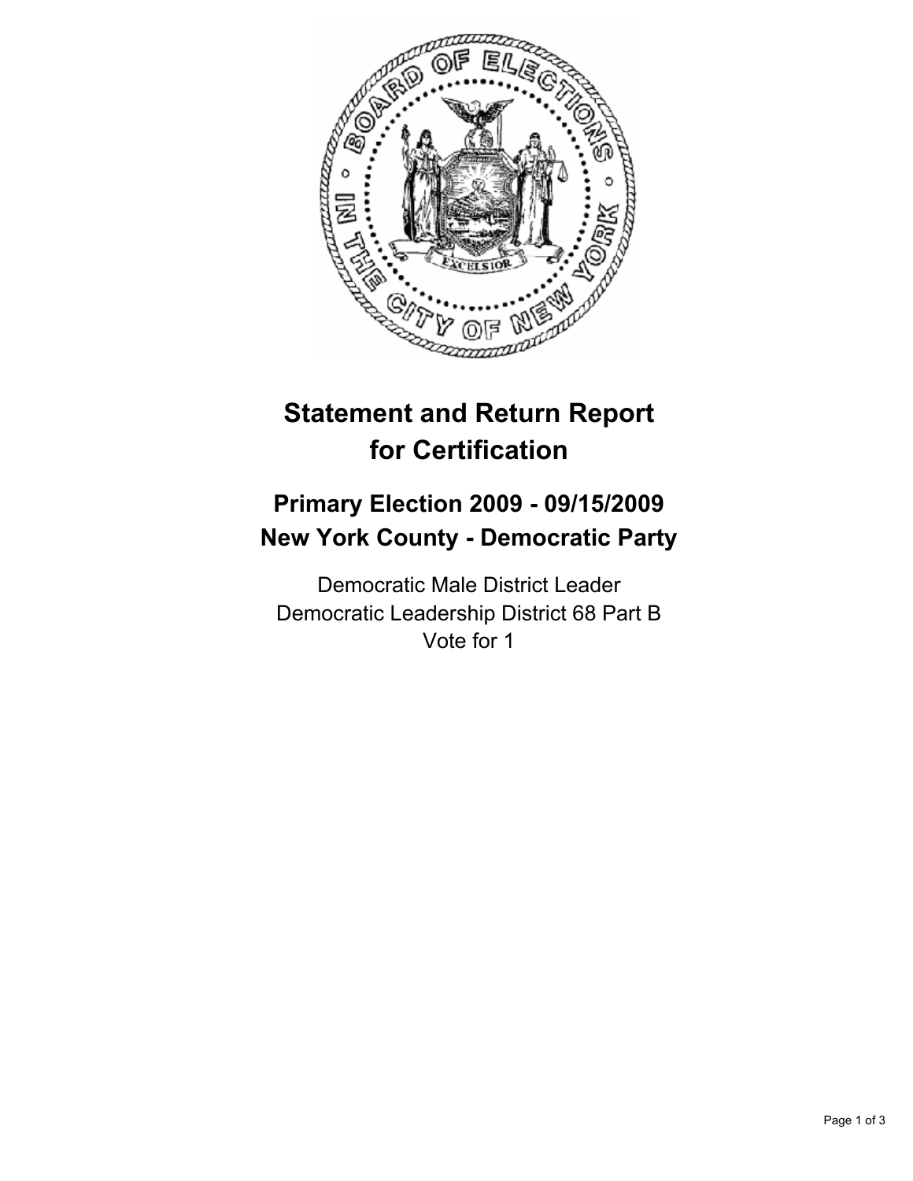# Statement and Return Report for Certification

## Primary Election 2009 - 09/15/2009
## New York County - Democratic Party

Democratic Male District Leader
Democratic Leadership District 68 Part B
Vote for 1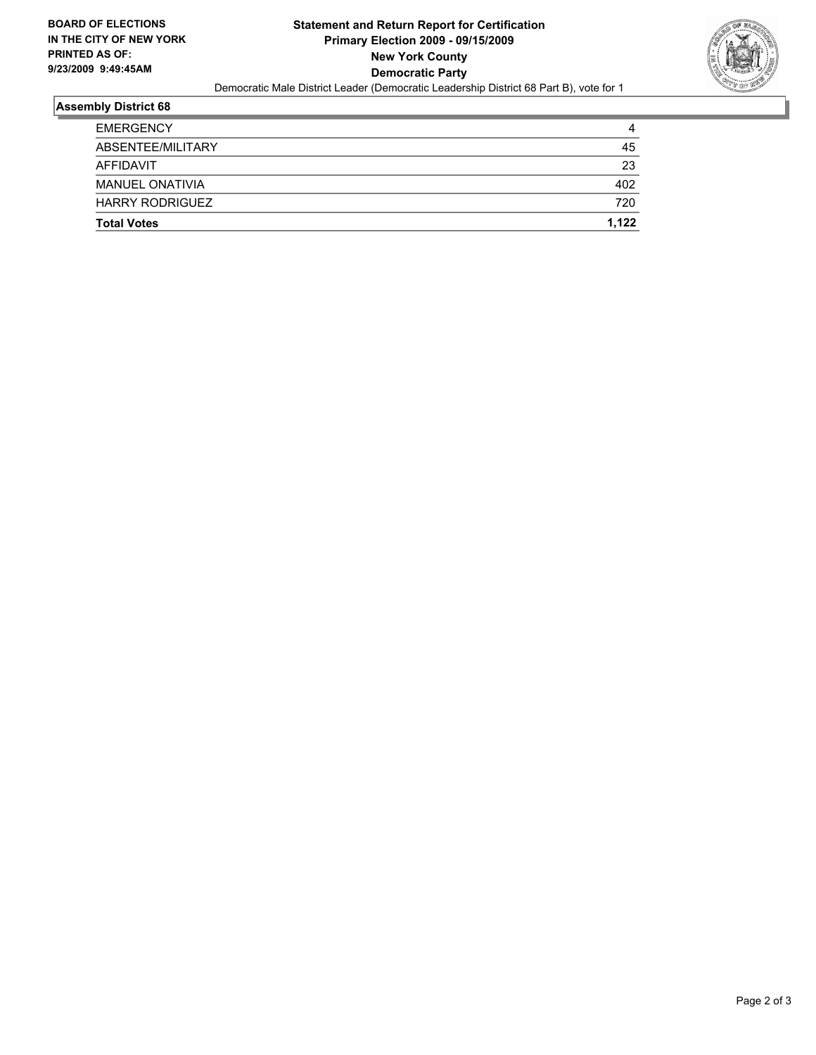**BOARD OF ELECTIONS IN THE CITY OF NEW YORK PRINTED AS OF: 9/23/2009 9:49:45AM**

**Statement and Return Report for Certification**
**Primary Election 2009 - 09/15/2009**
**New York County**
**Democratic Party**

Democratic Male District Leader (Democratic Leadership District 68 Part B), vote for 1

## Assembly District 68

| | |
|---|---|
| EMERGENCY | 4 |
| ABSENTEE/MILITARY | 45 |
| AFFIDAVIT | 23 |
| MANUEL ONATIVIA | 402 |
| HARRY RODRIGUEZ | 720 |
| **Total Votes** | **1,122** |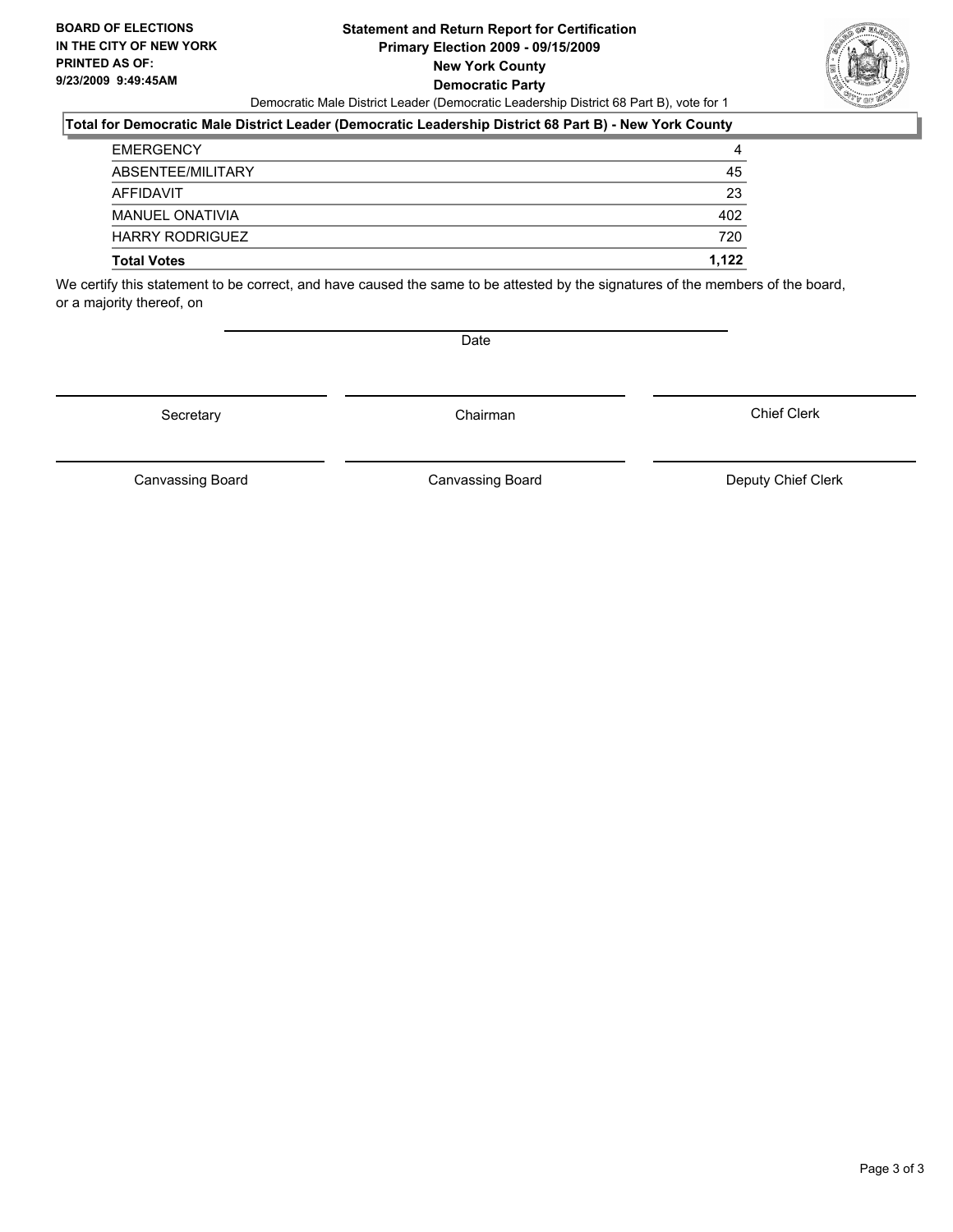**BOARD OF ELECTIONS IN THE CITY OF NEW YORK PRINTED AS OF: 9/23/2009 9:49:45AM**

# Statement and Return Report for Certification
## Primary Election 2009 - 09/15/2009
## New York County
## Democratic Party

Democratic Male District Leader (Democratic Leadership District 68 Part B), vote for 1

**Total for Democratic Male District Leader (Democratic Leadership District 68 Part B) - New York County**

| | |
|---|---|
| EMERGENCY | 4 |
| ABSENTEE/MILITARY | 45 |
| AFFIDAVIT | 23 |
| MANUEL ONATIVIA | 402 |
| HARRY RODRIGUEZ | 720 |
| **Total Votes** | **1,122** |

We certify this statement to be correct, and have caused the same to be attested by the signatures of the members of the board, or a majority thereof, on

Date

Secretary

Chairman

Chief Clerk

Canvassing Board

Canvassing Board

Deputy Chief Clerk